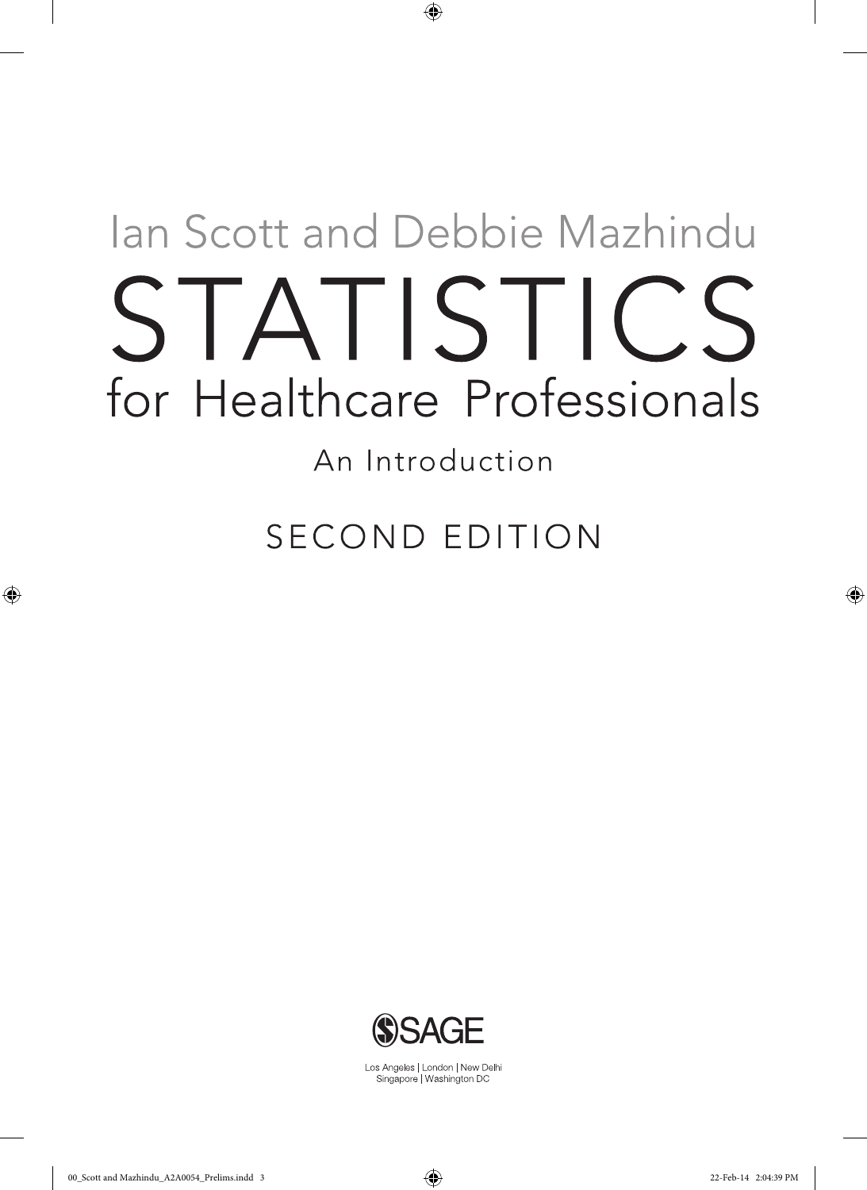Ian Scott and Debbie Mazhindu

# STATISTICS for Healthcare Professionals

## An Introduction

SECOND EDITION

SAGE

Los Angeles | London | New Delhi
Singapore | Washington DC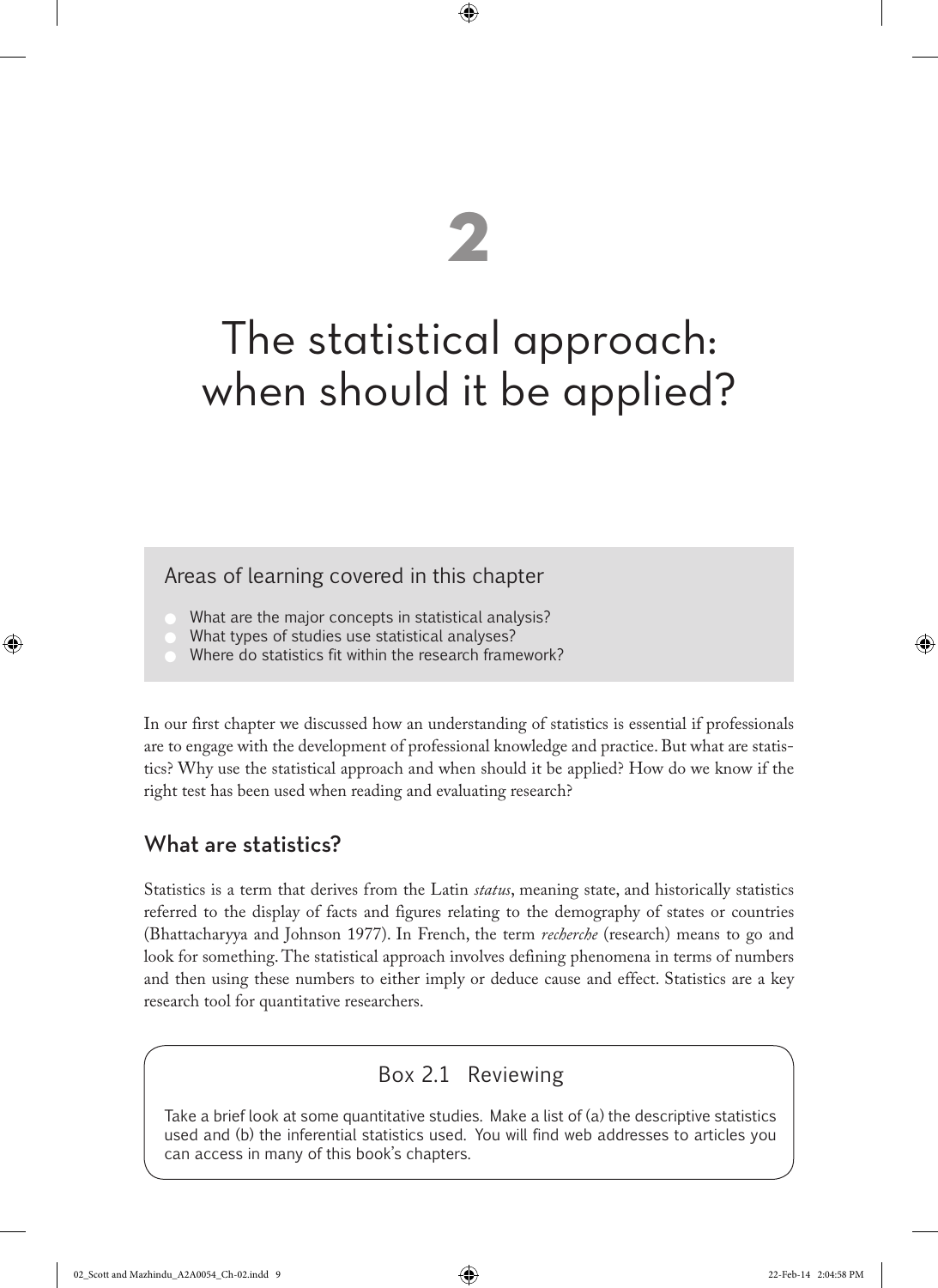# 2

# The statistical approach: when should it be applied?

> **Areas of learning covered in this chapter**
>
> - What are the major concepts in statistical analysis?
> - What types of studies use statistical analyses?
> - Where do statistics fit within the research framework?

In our first chapter we discussed how an understanding of statistics is essential if professionals are to engage with the development of professional knowledge and practice. But what are statistics? Why use the statistical approach and when should it be applied? How do we know if the right test has been used when reading and evaluating research?

## What are statistics?

Statistics is a term that derives from the Latin *status*, meaning state, and historically statistics referred to the display of facts and figures relating to the demography of states or countries (Bhattacharyya and Johnson 1977). In French, the term *recherche* (research) means to go and look for something. The statistical approach involves defining phenomena in terms of numbers and then using these numbers to either imply or deduce cause and effect. Statistics are a key research tool for quantitative researchers.

> **Box 2.1 Reviewing**
>
> Take a brief look at some quantitative studies. Make a list of (a) the descriptive statistics used and (b) the inferential statistics used. You will find web addresses to articles you can access in many of this book's chapters.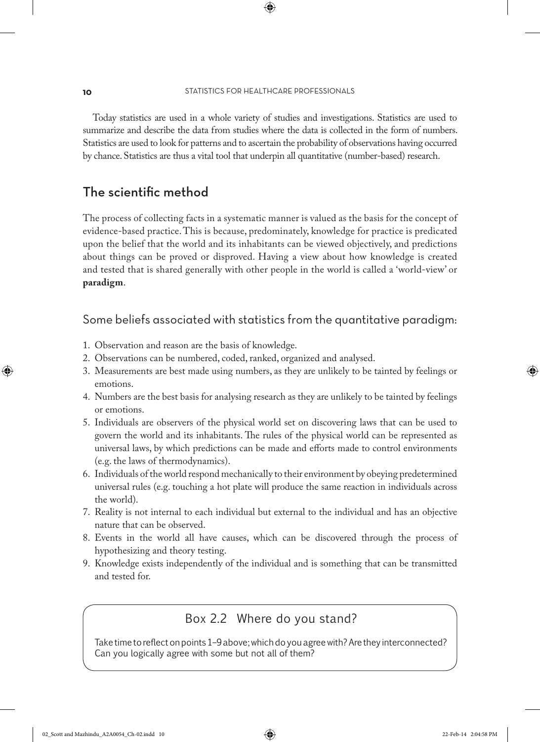Today statistics are used in a whole variety of studies and investigations. Statistics are used to summarize and describe the data from studies where the data is collected in the form of numbers. Statistics are used to look for patterns and to ascertain the probability of observations having occurred by chance. Statistics are thus a vital tool that underpin all quantitative (number-based) research.

## The scientific method

The process of collecting facts in a systematic manner is valued as the basis for the concept of evidence-based practice. This is because, predominately, knowledge for practice is predicated upon the belief that the world and its inhabitants can be viewed objectively, and predictions about things can be proved or disproved. Having a view about how knowledge is created and tested that is shared generally with other people in the world is called a 'world-view' or **paradigm**.

### Some beliefs associated with statistics from the quantitative paradigm:

1. Observation and reason are the basis of knowledge.
2. Observations can be numbered, coded, ranked, organized and analysed.
3. Measurements are best made using numbers, as they are unlikely to be tainted by feelings or emotions.
4. Numbers are the best basis for analysing research as they are unlikely to be tainted by feelings or emotions.
5. Individuals are observers of the physical world set on discovering laws that can be used to govern the world and its inhabitants. The rules of the physical world can be represented as universal laws, by which predictions can be made and efforts made to control environments (e.g. the laws of thermodynamics).
6. Individuals of the world respond mechanically to their environment by obeying predetermined universal rules (e.g. touching a hot plate will produce the same reaction in individuals across the world).
7. Reality is not internal to each individual but external to the individual and has an objective nature that can be observed.
8. Events in the world all have causes, which can be discovered through the process of hypothesizing and theory testing.
9. Knowledge exists independently of the individual and is something that can be transmitted and tested for.

> **Box 2.2 Where do you stand?**
>
> Take time to reflect on points 1–9 above; which do you agree with? Are they interconnected? Can you logically agree with some but not all of them?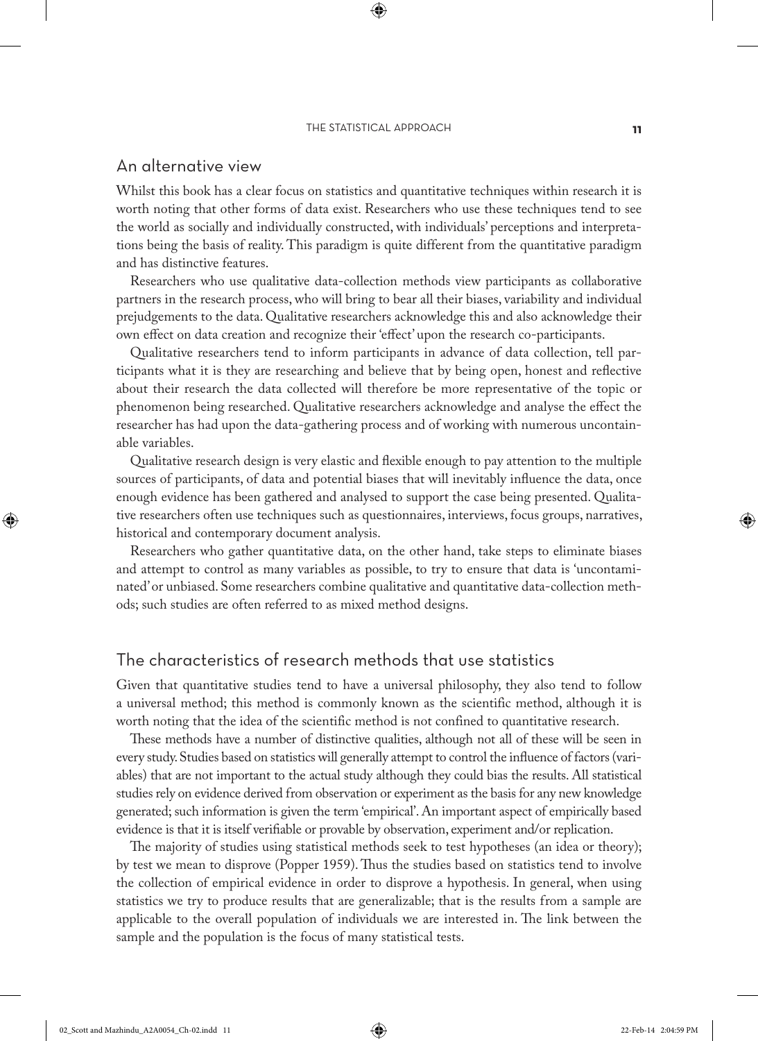## An alternative view

Whilst this book has a clear focus on statistics and quantitative techniques within research it is worth noting that other forms of data exist. Researchers who use these techniques tend to see the world as socially and individually constructed, with individuals' perceptions and interpretations being the basis of reality. This paradigm is quite different from the quantitative paradigm and has distinctive features.

Researchers who use qualitative data-collection methods view participants as collaborative partners in the research process, who will bring to bear all their biases, variability and individual prejudgements to the data. Qualitative researchers acknowledge this and also acknowledge their own effect on data creation and recognize their 'effect' upon the research co-participants.

Qualitative researchers tend to inform participants in advance of data collection, tell participants what it is they are researching and believe that by being open, honest and reflective about their research the data collected will therefore be more representative of the topic or phenomenon being researched. Qualitative researchers acknowledge and analyse the effect the researcher has had upon the data-gathering process and of working with numerous uncontainable variables.

Qualitative research design is very elastic and flexible enough to pay attention to the multiple sources of participants, of data and potential biases that will inevitably influence the data, once enough evidence has been gathered and analysed to support the case being presented. Qualitative researchers often use techniques such as questionnaires, interviews, focus groups, narratives, historical and contemporary document analysis.

Researchers who gather quantitative data, on the other hand, take steps to eliminate biases and attempt to control as many variables as possible, to try to ensure that data is 'uncontaminated' or unbiased. Some researchers combine qualitative and quantitative data-collection methods; such studies are often referred to as mixed method designs.

## The characteristics of research methods that use statistics

Given that quantitative studies tend to have a universal philosophy, they also tend to follow a universal method; this method is commonly known as the scientific method, although it is worth noting that the idea of the scientific method is not confined to quantitative research.

These methods have a number of distinctive qualities, although not all of these will be seen in every study. Studies based on statistics will generally attempt to control the influence of factors (variables) that are not important to the actual study although they could bias the results. All statistical studies rely on evidence derived from observation or experiment as the basis for any new knowledge generated; such information is given the term 'empirical'. An important aspect of empirically based evidence is that it is itself verifiable or provable by observation, experiment and/or replication.

The majority of studies using statistical methods seek to test hypotheses (an idea or theory); by test we mean to disprove (Popper 1959). Thus the studies based on statistics tend to involve the collection of empirical evidence in order to disprove a hypothesis. In general, when using statistics we try to produce results that are generalizable; that is the results from a sample are applicable to the overall population of individuals we are interested in. The link between the sample and the population is the focus of many statistical tests.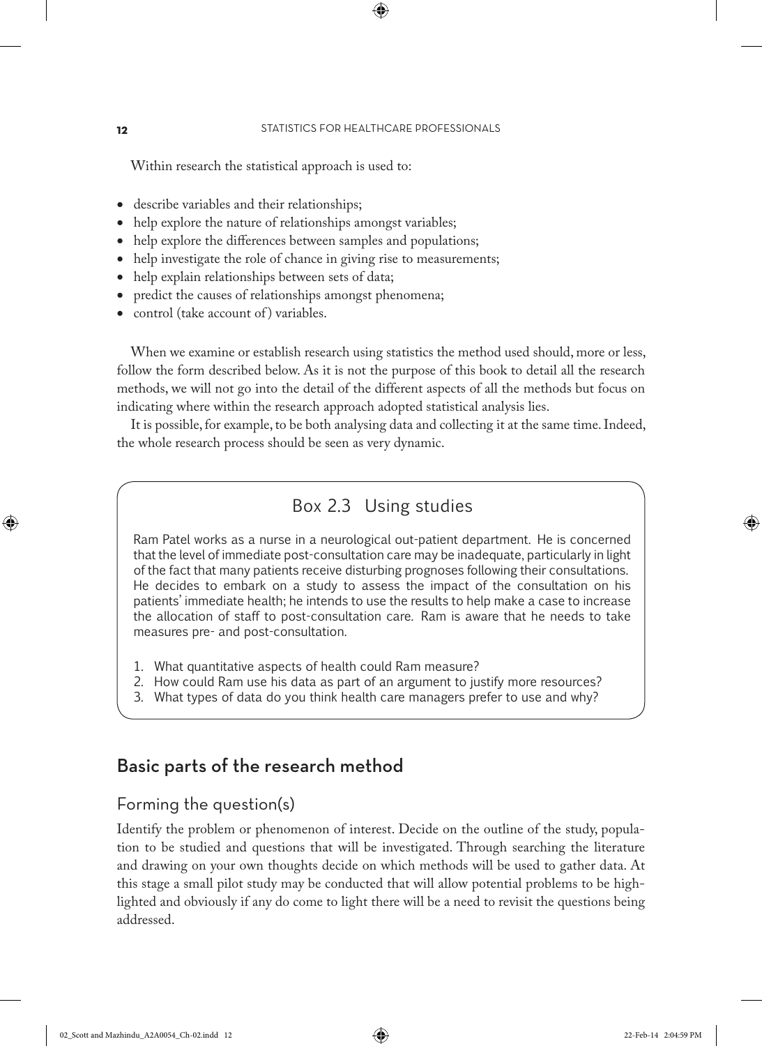Within research the statistical approach is used to:

- describe variables and their relationships;
- help explore the nature of relationships amongst variables;
- help explore the differences between samples and populations;
- help investigate the role of chance in giving rise to measurements;
- help explain relationships between sets of data;
- predict the causes of relationships amongst phenomena;
- control (take account of) variables.

When we examine or establish research using statistics the method used should, more or less, follow the form described below. As it is not the purpose of this book to detail all the research methods, we will not go into the detail of the different aspects of all the methods but focus on indicating where within the research approach adopted statistical analysis lies.

It is possible, for example, to be both analysing data and collecting it at the same time. Indeed, the whole research process should be seen as very dynamic.

> **Box 2.3 Using studies**
>
> Ram Patel works as a nurse in a neurological out-patient department. He is concerned that the level of immediate post-consultation care may be inadequate, particularly in light of the fact that many patients receive disturbing prognoses following their consultations. He decides to embark on a study to assess the impact of the consultation on his patients' immediate health; he intends to use the results to help make a case to increase the allocation of staff to post-consultation care. Ram is aware that he needs to take measures pre- and post-consultation.
>
> 1. What quantitative aspects of health could Ram measure?
> 2. How could Ram use his data as part of an argument to justify more resources?
> 3. What types of data do you think health care managers prefer to use and why?

## Basic parts of the research method

### Forming the question(s)

Identify the problem or phenomenon of interest. Decide on the outline of the study, population to be studied and questions that will be investigated. Through searching the literature and drawing on your own thoughts decide on which methods will be used to gather data. At this stage a small pilot study may be conducted that will allow potential problems to be highlighted and obviously if any do come to light there will be a need to revisit the questions being addressed.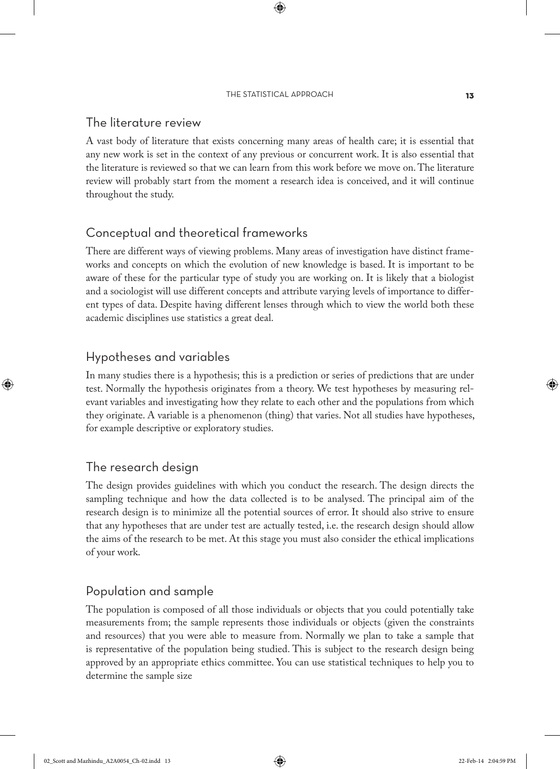## The literature review

A vast body of literature that exists concerning many areas of health care; it is essential that any new work is set in the context of any previous or concurrent work. It is also essential that the literature is reviewed so that we can learn from this work before we move on. The literature review will probably start from the moment a research idea is conceived, and it will continue throughout the study.

## Conceptual and theoretical frameworks

There are different ways of viewing problems. Many areas of investigation have distinct frameworks and concepts on which the evolution of new knowledge is based. It is important to be aware of these for the particular type of study you are working on. It is likely that a biologist and a sociologist will use different concepts and attribute varying levels of importance to different types of data. Despite having different lenses through which to view the world both these academic disciplines use statistics a great deal.

## Hypotheses and variables

In many studies there is a hypothesis; this is a prediction or series of predictions that are under test. Normally the hypothesis originates from a theory. We test hypotheses by measuring relevant variables and investigating how they relate to each other and the populations from which they originate. A variable is a phenomenon (thing) that varies. Not all studies have hypotheses, for example descriptive or exploratory studies.

## The research design

The design provides guidelines with which you conduct the research. The design directs the sampling technique and how the data collected is to be analysed. The principal aim of the research design is to minimize all the potential sources of error. It should also strive to ensure that any hypotheses that are under test are actually tested, i.e. the research design should allow the aims of the research to be met. At this stage you must also consider the ethical implications of your work.

## Population and sample

The population is composed of all those individuals or objects that you could potentially take measurements from; the sample represents those individuals or objects (given the constraints and resources) that you were able to measure from. Normally we plan to take a sample that is representative of the population being studied. This is subject to the research design being approved by an appropriate ethics committee. You can use statistical techniques to help you to determine the sample size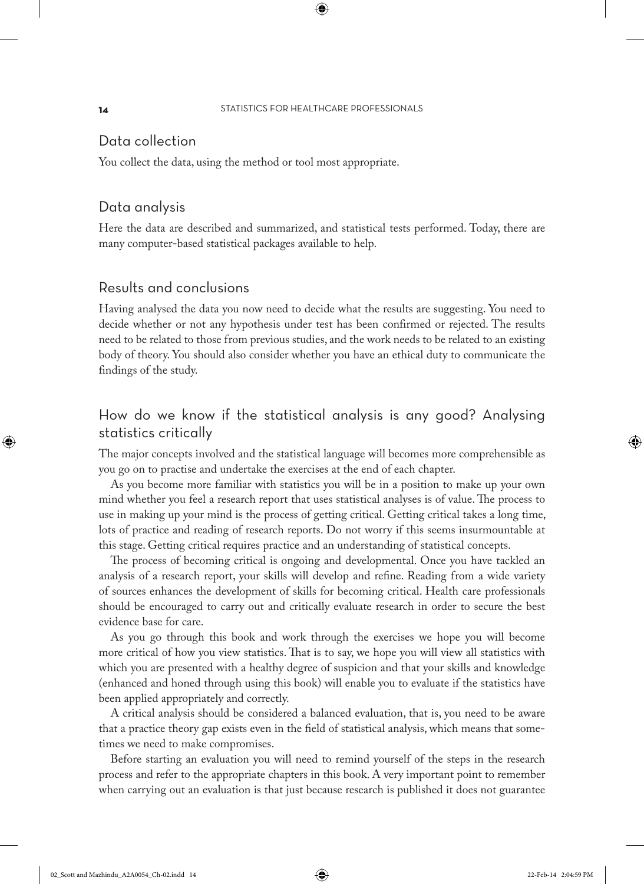## Data collection

You collect the data, using the method or tool most appropriate.

## Data analysis

Here the data are described and summarized, and statistical tests performed. Today, there are many computer-based statistical packages available to help.

## Results and conclusions

Having analysed the data you now need to decide what the results are suggesting. You need to decide whether or not any hypothesis under test has been confirmed or rejected. The results need to be related to those from previous studies, and the work needs to be related to an existing body of theory. You should also consider whether you have an ethical duty to communicate the findings of the study.

## How do we know if the statistical analysis is any good? Analysing statistics critically

The major concepts involved and the statistical language will becomes more comprehensible as you go on to practise and undertake the exercises at the end of each chapter.

As you become more familiar with statistics you will be in a position to make up your own mind whether you feel a research report that uses statistical analyses is of value. The process to use in making up your mind is the process of getting critical. Getting critical takes a long time, lots of practice and reading of research reports. Do not worry if this seems insurmountable at this stage. Getting critical requires practice and an understanding of statistical concepts.

The process of becoming critical is ongoing and developmental. Once you have tackled an analysis of a research report, your skills will develop and refine. Reading from a wide variety of sources enhances the development of skills for becoming critical. Health care professionals should be encouraged to carry out and critically evaluate research in order to secure the best evidence base for care.

As you go through this book and work through the exercises we hope you will become more critical of how you view statistics. That is to say, we hope you will view all statistics with which you are presented with a healthy degree of suspicion and that your skills and knowledge (enhanced and honed through using this book) will enable you to evaluate if the statistics have been applied appropriately and correctly.

A critical analysis should be considered a balanced evaluation, that is, you need to be aware that a practice theory gap exists even in the field of statistical analysis, which means that sometimes we need to make compromises.

Before starting an evaluation you will need to remind yourself of the steps in the research process and refer to the appropriate chapters in this book. A very important point to remember when carrying out an evaluation is that just because research is published it does not guarantee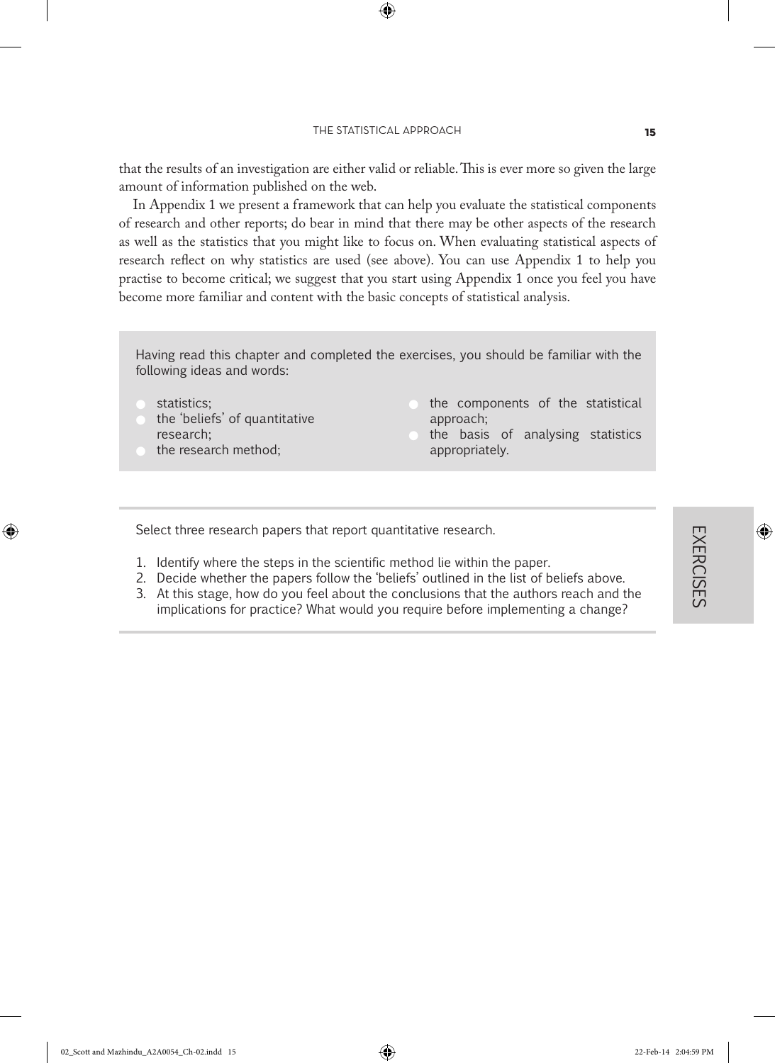that the results of an investigation are either valid or reliable. This is ever more so given the large amount of information published on the web.

In Appendix 1 we present a framework that can help you evaluate the statistical components of research and other reports; do bear in mind that there may be other aspects of the research as well as the statistics that you might like to focus on. When evaluating statistical aspects of research reflect on why statistics are used (see above). You can use Appendix 1 to help you practise to become critical; we suggest that you start using Appendix 1 once you feel you have become more familiar and content with the basic concepts of statistical analysis.

Having read this chapter and completed the exercises, you should be familiar with the following ideas and words:

- statistics;
- the 'beliefs' of quantitative research;
- the research method;
- the components of the statistical approach;
- the basis of analysing statistics appropriately.

## EXERCISES

Select three research papers that report quantitative research.

1. Identify where the steps in the scientific method lie within the paper.
2. Decide whether the papers follow the 'beliefs' outlined in the list of beliefs above.
3. At this stage, how do you feel about the conclusions that the authors reach and the implications for practice? What would you require before implementing a change?